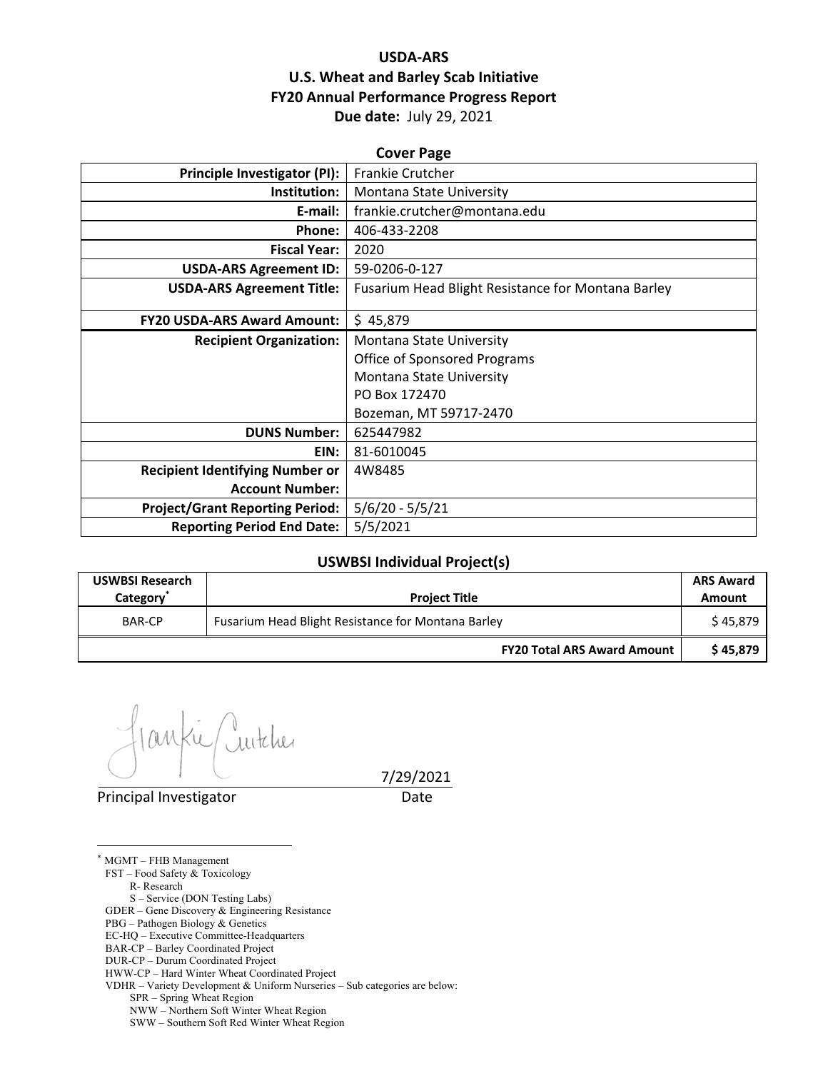# USDA-ARS
# U.S. Wheat and Barley Scab Initiative
# FY20 Annual Performance Progress Report
**Due date:** July 29, 2021

## Cover Page

| | |
|---:|---|
| **Principle Investigator (PI):** | Frankie Crutcher |
| **Institution:** | Montana State University |
| **E-mail:** | frankie.crutcher@montana.edu |
| **Phone:** | 406-433-2208 |
| **Fiscal Year:** | 2020 |
| **USDA-ARS Agreement ID:** | 59-0206-0-127 |
| **USDA-ARS Agreement Title:** | Fusarium Head Blight Resistance for Montana Barley |
| **FY20 USDA-ARS Award Amount:** | $ 45,879 |
| **Recipient Organization:** | Montana State University<br>Office of Sponsored Programs<br>Montana State University<br>PO Box 172470<br>Bozeman, MT 59717-2470 |
| **DUNS Number:** | 625447982 |
| **EIN:** | 81-6010045 |
| **Recipient Identifying Number or Account Number:** | 4W8485 |
| **Project/Grant Reporting Period:** | 5/6/20 - 5/5/21 |
| **Reporting Period End Date:** | 5/5/2021 |

## USWBSI Individual Project(s)

| USWBSI Research Category* | Project Title | ARS Award Amount |
|---|---|---|
| BAR-CP | Fusarium Head Blight Resistance for Montana Barley | $ 45,879 |
| | **FY20 Total ARS Award Amount** | **$ 45,879** |

Principal Investigator 7/29/2021
Date

\* MGMT – FHB Management
FST – Food Safety & Toxicology
R- Research
S – Service (DON Testing Labs)
GDER – Gene Discovery & Engineering Resistance
PBG – Pathogen Biology & Genetics
EC-HQ – Executive Committee-Headquarters
BAR-CP – Barley Coordinated Project
DUR-CP – Durum Coordinated Project
HWW-CP – Hard Winter Wheat Coordinated Project
VDHR – Variety Development & Uniform Nurseries – Sub categories are below:
SPR – Spring Wheat Region
NWW – Northern Soft Winter Wheat Region
SWW – Southern Soft Red Winter Wheat Region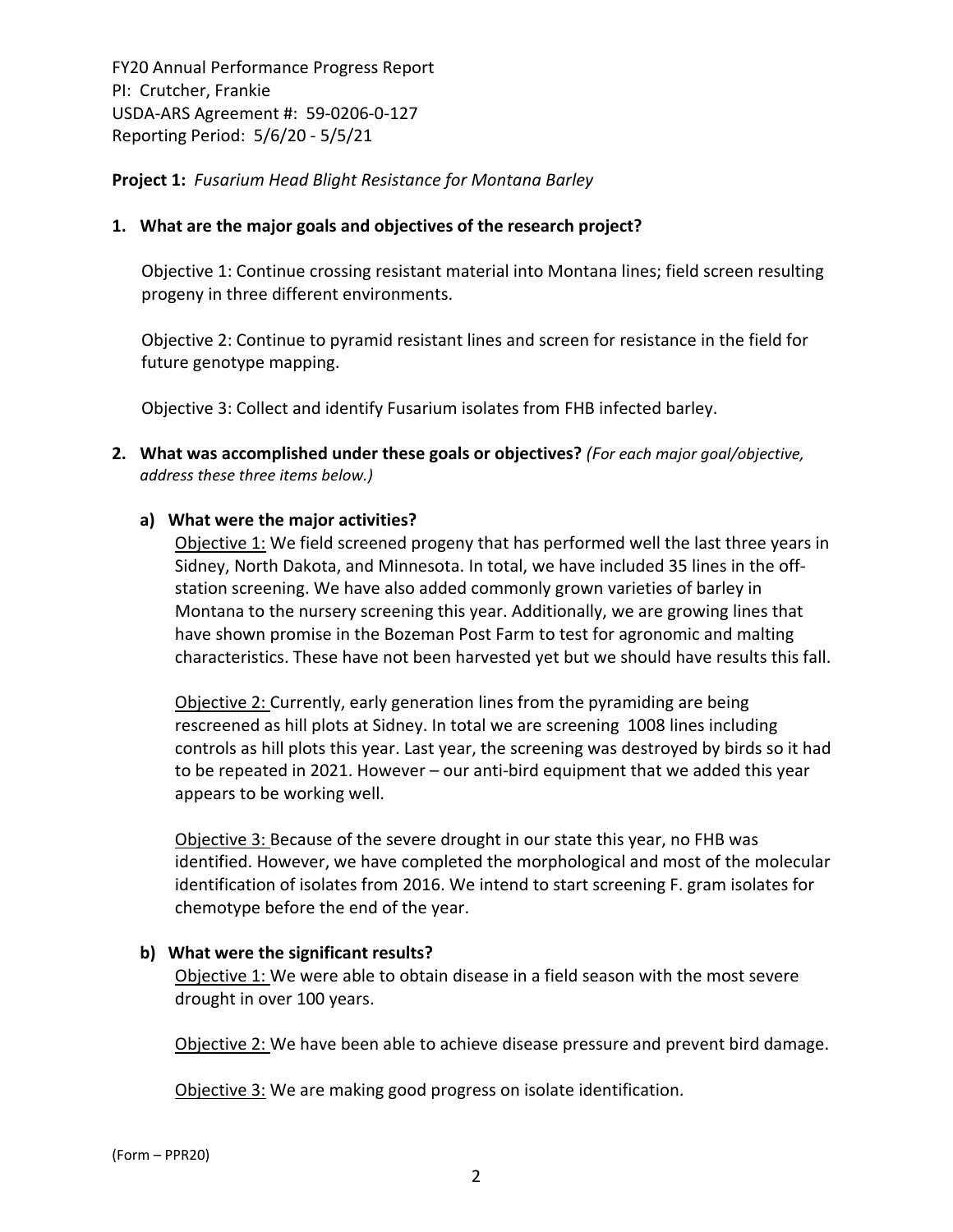FY20 Annual Performance Progress Report
PI: Crutcher, Frankie
USDA-ARS Agreement #: 59-0206-0-127
Reporting Period: 5/6/20 - 5/5/21

**Project 1:** *Fusarium Head Blight Resistance for Montana Barley*

**1. What are the major goals and objectives of the research project?**

Objective 1: Continue crossing resistant material into Montana lines; field screen resulting progeny in three different environments.

Objective 2: Continue to pyramid resistant lines and screen for resistance in the field for future genotype mapping.

Objective 3: Collect and identify Fusarium isolates from FHB infected barley.

**2. What was accomplished under these goals or objectives?** *(For each major goal/objective, address these three items below.)*

**a) What were the major activities?**

Objective 1: We field screened progeny that has performed well the last three years in Sidney, North Dakota, and Minnesota. In total, we have included 35 lines in the off-station screening. We have also added commonly grown varieties of barley in Montana to the nursery screening this year. Additionally, we are growing lines that have shown promise in the Bozeman Post Farm to test for agronomic and malting characteristics. These have not been harvested yet but we should have results this fall.

Objective 2: Currently, early generation lines from the pyramiding are being rescreened as hill plots at Sidney. In total we are screening 1008 lines including controls as hill plots this year. Last year, the screening was destroyed by birds so it had to be repeated in 2021. However – our anti-bird equipment that we added this year appears to be working well.

Objective 3: Because of the severe drought in our state this year, no FHB was identified. However, we have completed the morphological and most of the molecular identification of isolates from 2016. We intend to start screening F. gram isolates for chemotype before the end of the year.

**b) What were the significant results?**

Objective 1: We were able to obtain disease in a field season with the most severe drought in over 100 years.

Objective 2: We have been able to achieve disease pressure and prevent bird damage.

Objective 3: We are making good progress on isolate identification.

(Form – PPR20)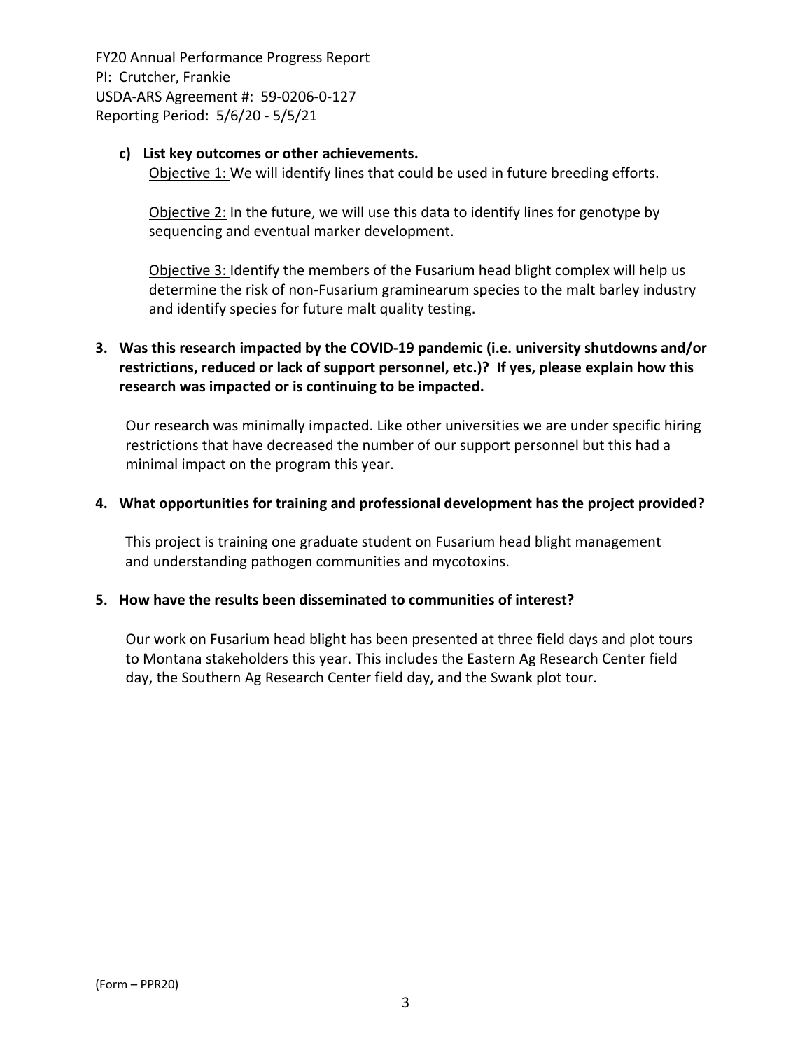**c) List key outcomes or other achievements.**

Objective 1: We will identify lines that could be used in future breeding efforts.

Objective 2: In the future, we will use this data to identify lines for genotype by sequencing and eventual marker development.

Objective 3: Identify the members of the Fusarium head blight complex will help us determine the risk of non-Fusarium graminearum species to the malt barley industry and identify species for future malt quality testing.

**3. Was this research impacted by the COVID-19 pandemic (i.e. university shutdowns and/or restrictions, reduced or lack of support personnel, etc.)? If yes, please explain how this research was impacted or is continuing to be impacted.**

Our research was minimally impacted. Like other universities we are under specific hiring restrictions that have decreased the number of our support personnel but this had a minimal impact on the program this year.

**4. What opportunities for training and professional development has the project provided?**

This project is training one graduate student on Fusarium head blight management and understanding pathogen communities and mycotoxins.

**5. How have the results been disseminated to communities of interest?**

Our work on Fusarium head blight has been presented at three field days and plot tours to Montana stakeholders this year. This includes the Eastern Ag Research Center field day, the Southern Ag Research Center field day, and the Swank plot tour.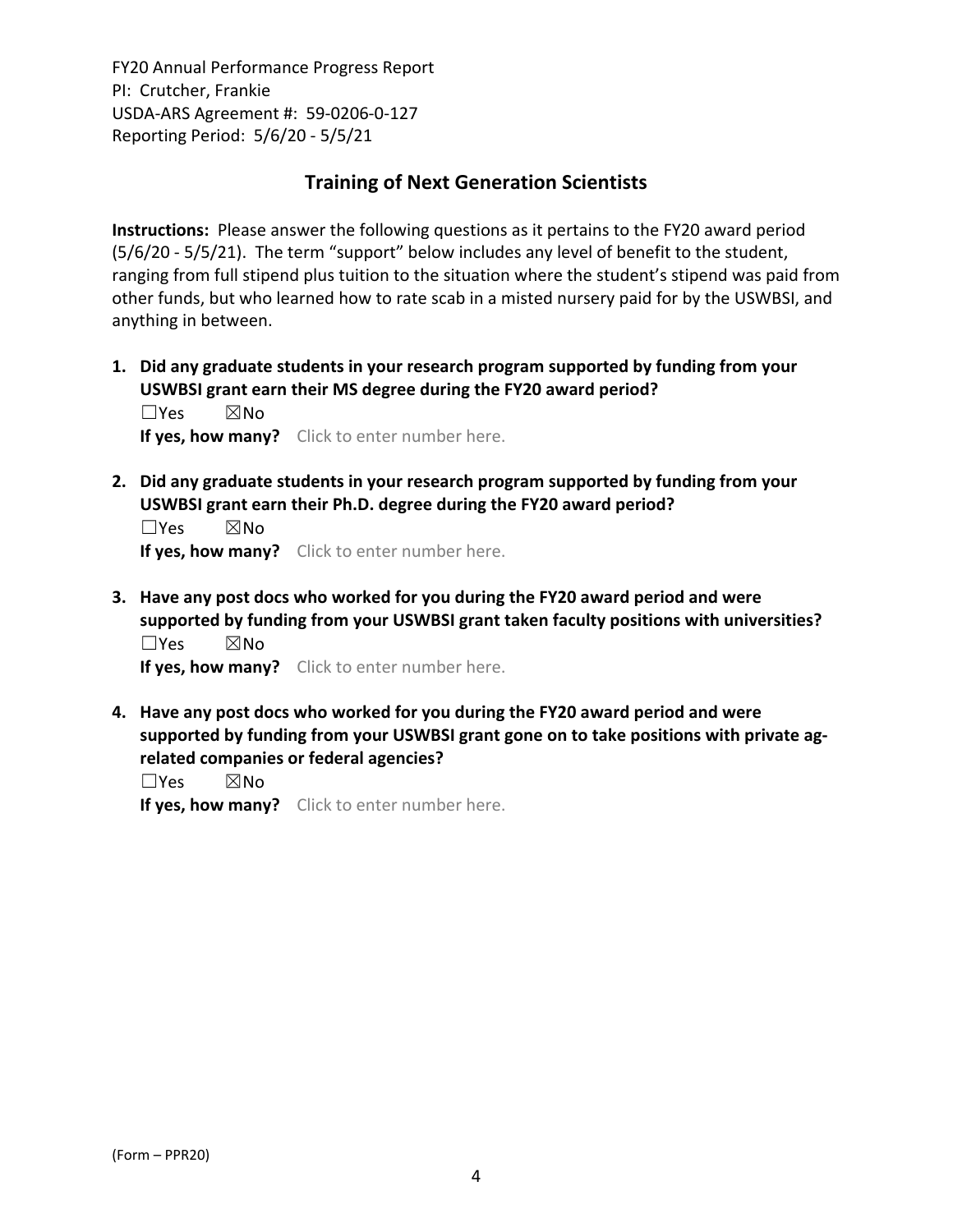FY20 Annual Performance Progress Report
PI: Crutcher, Frankie
USDA-ARS Agreement #: 59-0206-0-127
Reporting Period: 5/6/20 - 5/5/21

## Training of Next Generation Scientists

**Instructions:** Please answer the following questions as it pertains to the FY20 award period (5/6/20 - 5/5/21). The term "support" below includes any level of benefit to the student, ranging from full stipend plus tuition to the situation where the student's stipend was paid from other funds, but who learned how to rate scab in a misted nursery paid for by the USWBSI, and anything in between.

1. **Did any graduate students in your research program supported by funding from your USWBSI grant earn their MS degree during the FY20 award period?**
   ☐Yes ☒No
   **If yes, how many?** Click to enter number here.

2. **Did any graduate students in your research program supported by funding from your USWBSI grant earn their Ph.D. degree during the FY20 award period?**
   ☐Yes ☒No
   **If yes, how many?** Click to enter number here.

3. **Have any post docs who worked for you during the FY20 award period and were supported by funding from your USWBSI grant taken faculty positions with universities?**
   ☐Yes ☒No
   **If yes, how many?** Click to enter number here.

4. **Have any post docs who worked for you during the FY20 award period and were supported by funding from your USWBSI grant gone on to take positions with private ag-related companies or federal agencies?**
   ☐Yes ☒No
   **If yes, how many?** Click to enter number here.

(Form – PPR20)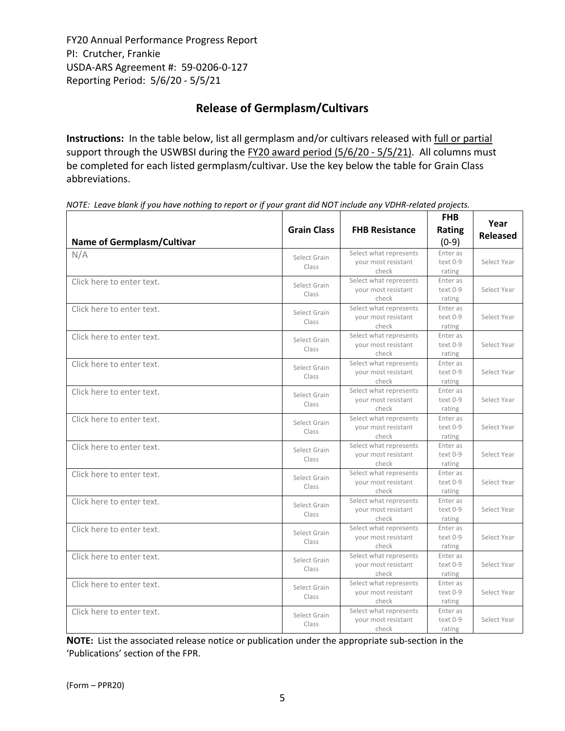FY20 Annual Performance Progress Report
PI: Crutcher, Frankie
USDA-ARS Agreement #: 59-0206-0-127
Reporting Period: 5/6/20 - 5/5/21

## Release of Germplasm/Cultivars

**Instructions:** In the table below, list all germplasm and/or cultivars released with full or partial support through the USWBSI during the FY20 award period (5/6/20 - 5/5/21). All columns must be completed for each listed germplasm/cultivar. Use the key below the table for Grain Class abbreviations.

*NOTE: Leave blank if you have nothing to report or if your grant did NOT include any VDHR-related projects.*

| Name of Germplasm/Cultivar | Grain Class | FHB Resistance | FHB Rating (0-9) | Year Released |
|---|---|---|---|---|
| N/A | Select Grain Class | Select what represents your most resistant check | Enter as text 0-9 rating | Select Year |
| Click here to enter text. | Select Grain Class | Select what represents your most resistant check | Enter as text 0-9 rating | Select Year |
| Click here to enter text. | Select Grain Class | Select what represents your most resistant check | Enter as text 0-9 rating | Select Year |
| Click here to enter text. | Select Grain Class | Select what represents your most resistant check | Enter as text 0-9 rating | Select Year |
| Click here to enter text. | Select Grain Class | Select what represents your most resistant check | Enter as text 0-9 rating | Select Year |
| Click here to enter text. | Select Grain Class | Select what represents your most resistant check | Enter as text 0-9 rating | Select Year |
| Click here to enter text. | Select Grain Class | Select what represents your most resistant check | Enter as text 0-9 rating | Select Year |
| Click here to enter text. | Select Grain Class | Select what represents your most resistant check | Enter as text 0-9 rating | Select Year |
| Click here to enter text. | Select Grain Class | Select what represents your most resistant check | Enter as text 0-9 rating | Select Year |
| Click here to enter text. | Select Grain Class | Select what represents your most resistant check | Enter as text 0-9 rating | Select Year |
| Click here to enter text. | Select Grain Class | Select what represents your most resistant check | Enter as text 0-9 rating | Select Year |
| Click here to enter text. | Select Grain Class | Select what represents your most resistant check | Enter as text 0-9 rating | Select Year |
| Click here to enter text. | Select Grain Class | Select what represents your most resistant check | Enter as text 0-9 rating | Select Year |
| Click here to enter text. | Select Grain Class | Select what represents your most resistant check | Enter as text 0-9 rating | Select Year |

**NOTE:** List the associated release notice or publication under the appropriate sub-section in the 'Publications' section of the FPR.

(Form – PPR20)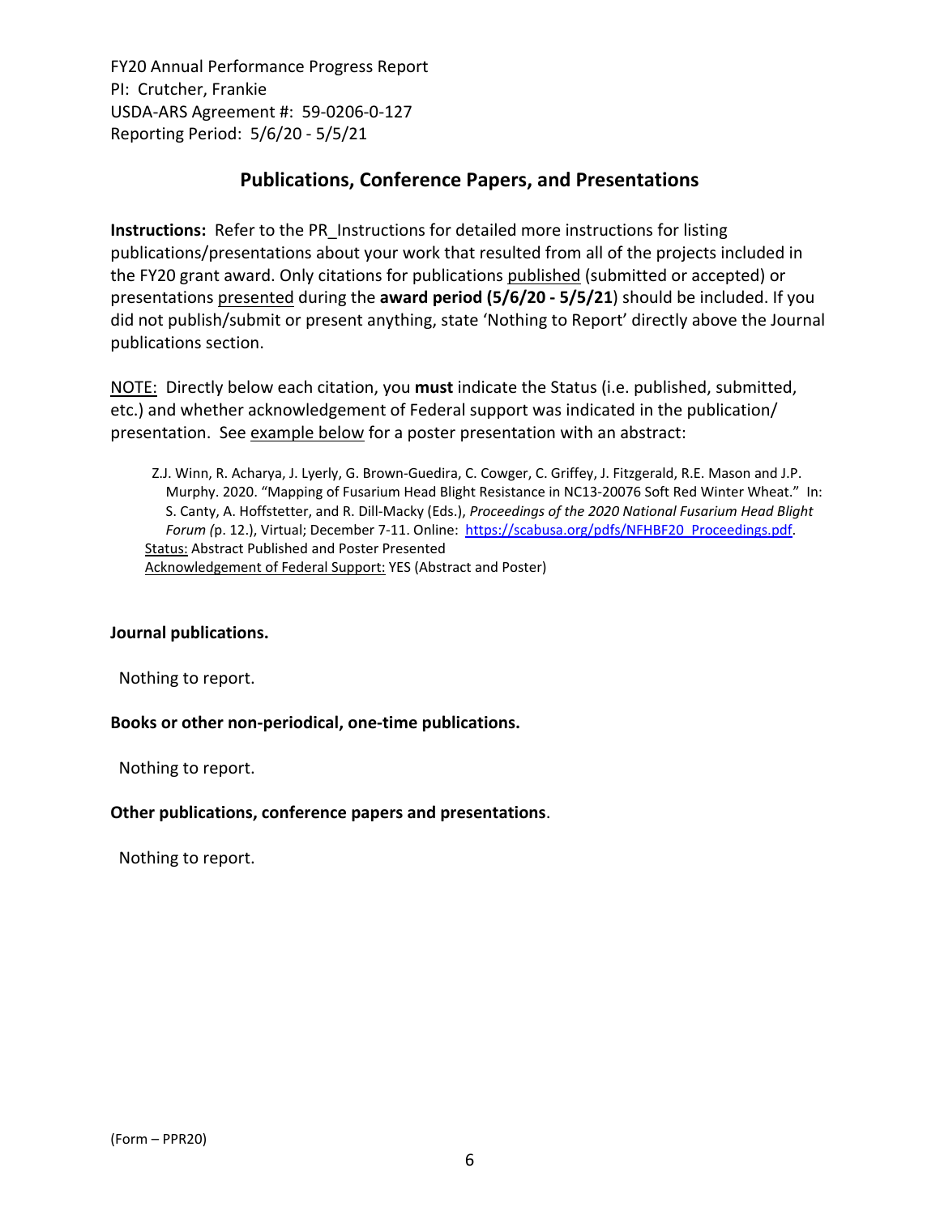FY20 Annual Performance Progress Report
PI: Crutcher, Frankie
USDA-ARS Agreement #: 59-0206-0-127
Reporting Period: 5/6/20 - 5/5/21

## Publications, Conference Papers, and Presentations

**Instructions:** Refer to the PR_Instructions for detailed more instructions for listing publications/presentations about your work that resulted from all of the projects included in the FY20 grant award. Only citations for publications published (submitted or accepted) or presentations presented during the **award period (5/6/20 - 5/5/21**) should be included. If you did not publish/submit or present anything, state 'Nothing to Report' directly above the Journal publications section.

NOTE: Directly below each citation, you **must** indicate the Status (i.e. published, submitted, etc.) and whether acknowledgement of Federal support was indicated in the publication/ presentation. See example below for a poster presentation with an abstract:

Z.J. Winn, R. Acharya, J. Lyerly, G. Brown-Guedira, C. Cowger, C. Griffey, J. Fitzgerald, R.E. Mason and J.P. Murphy. 2020. "Mapping of Fusarium Head Blight Resistance in NC13-20076 Soft Red Winter Wheat." In: S. Canty, A. Hoffstetter, and R. Dill-Macky (Eds.), *Proceedings of the 2020 National Fusarium Head Blight Forum (*p. 12.), Virtual; December 7-11. Online: https://scabusa.org/pdfs/NFHBF20_Proceedings.pdf.
Status: Abstract Published and Poster Presented
Acknowledgement of Federal Support: YES (Abstract and Poster)

**Journal publications.**

Nothing to report.

**Books or other non-periodical, one-time publications.**

Nothing to report.

**Other publications, conference papers and presentations**.

Nothing to report.

(Form – PPR20)